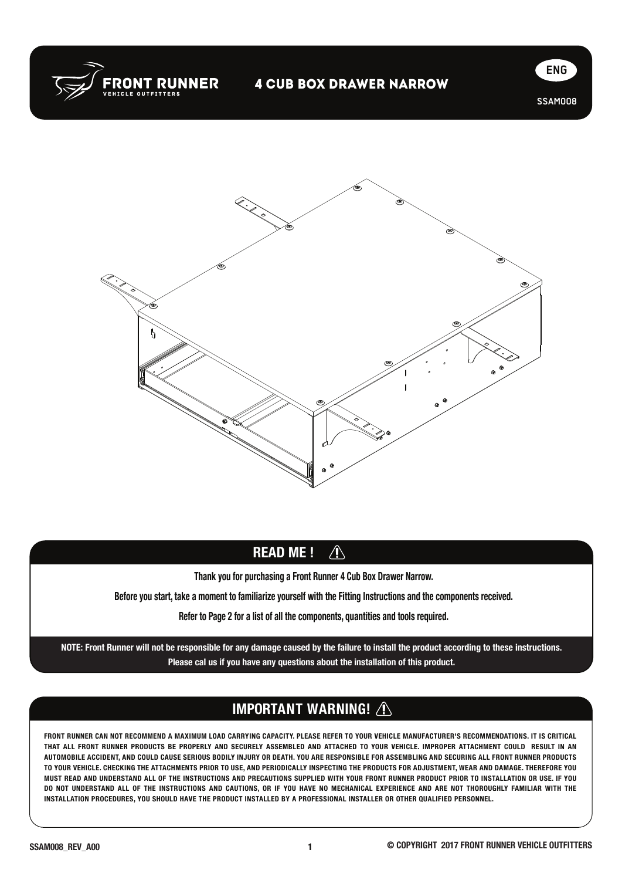# 4 CUB BOX DRAWER NARROW

ENG

SSAM008

## READ ME !

Thank you for purchasing a Front Runner 4 Cub Box Drawer Narrow.

Before you start, take a moment to familiarize yourself with the Fitting Instructions and the components received.

Refer to Page 2 for a list of all the components, quantities and tools required.

**NOTE: Front Runner will not be responsible for any damage caused by the failure to install the product according to these instructions. Please cal us if you have any questions about the installation of this product.**

## IMPORTANT WARNING!

FRONT RUNNER CAN NOT RECOMMEND A MAXIMUM LOAD CARRYING CAPACITY. PLEASE REFER TO YOUR VEHICLE MANUFACTURER'S RECOMMENDATIONS. IT IS CRITICAL THAT ALL FRONT RUNNER PRODUCTS BE PROPERLY AND SECURELY ASSEMBLED AND ATTACHED TO YOUR VEHICLE. IMPROPER ATTACHMENT COULD RESULT IN AN AUTOMOBILE ACCIDENT, AND COULD CAUSE SERIOUS BODILY INJURY OR DEATH. YOU ARE RESPONSIBLE FOR ASSEMBLING AND SECURING ALL FRONT RUNNER PRODUCTS TO YOUR VEHICLE. CHECKING THE ATTACHMENTS PRIOR TO USE, AND PERIODICALLY INSPECTING THE PRODUCTS FOR ADJUSTMENT, WEAR AND DAMAGE. THEREFORE YOU MUST READ AND UNDERSTAND ALL OF THE INSTRUCTIONS AND PRECAUTIONS SUPPLIED WITH YOUR FRONT RUNNER PRODUCT PRIOR TO INSTALLATION OR USE. IF YOU DO NOT UNDERSTAND ALL OF THE INSTRUCTIONS AND CAUTIONS, OR IF YOU HAVE NO MECHANICAL EXPERIENCE AND ARE NOT THOROUGHLY FAMILIAR WITH THE INSTALLATION PROCEDURES, YOU SHOULD HAVE THE PRODUCT INSTALLED BY A PROFESSIONAL INSTALLER OR OTHER QUALIFIED PERSONNEL.

SSAM008_REV_A00

© COPYRIGHT 2017 FRONT RUNNER VEHICLE OUTFITTERS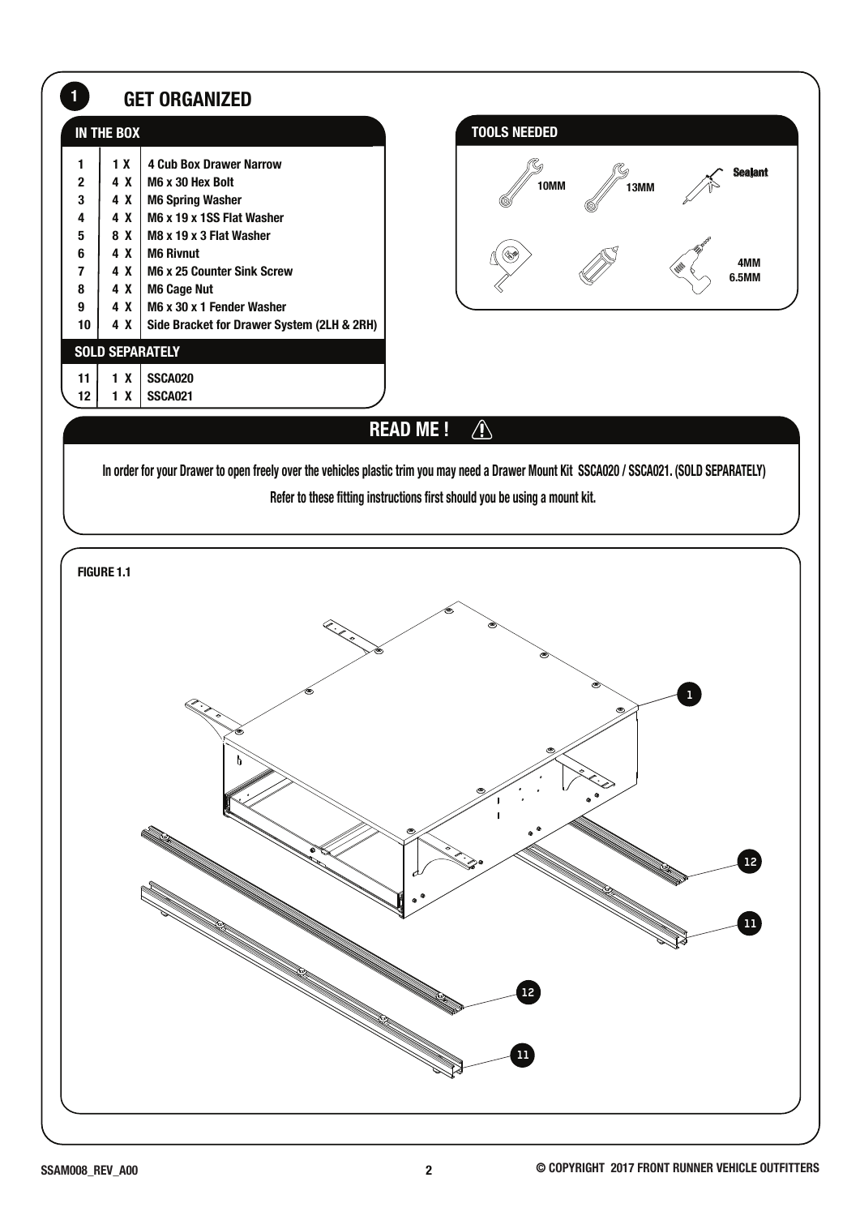# 1 GET ORGANIZED

## IN THE BOX

| | | |
|---|---|---|
| 1 | 1 X | 4 Cub Box Drawer Narrow |
| 2 | 4 X | M6 x 30 Hex Bolt |
| 3 | 4 X | M6 Spring Washer |
| 4 | 4 X | M6 x 19 x 1SS Flat Washer |
| 5 | 8 X | M8 x 19 x 3 Flat Washer |
| 6 | 4 X | M6 Rivnut |
| 7 | 4 X | M6 x 25 Counter Sink Screw |
| 8 | 4 X | M6 Cage Nut |
| 9 | 4 X | M6 x 30 x 1 Fender Washer |
| 10 | 4 X | Side Bracket for Drawer System (2LH & 2RH) |

## SOLD SEPARATELY

| | | |
|---|---|---|
| 11 | 1 X | SSCA020 |
| 12 | 1 X | SSCA021 |

## TOOLS NEEDED

10MM

13MM

Sealant

4MM

6.5MM

## READ ME !

In order for your Drawer to open freely over the vehicles plastic trim you may need a Drawer Mount Kit SSCA020 / SSCA021. (SOLD SEPARATELY)

Refer to these fitting instructions first should you be using a mount kit.

FIGURE 1.1

1

12

11

12

11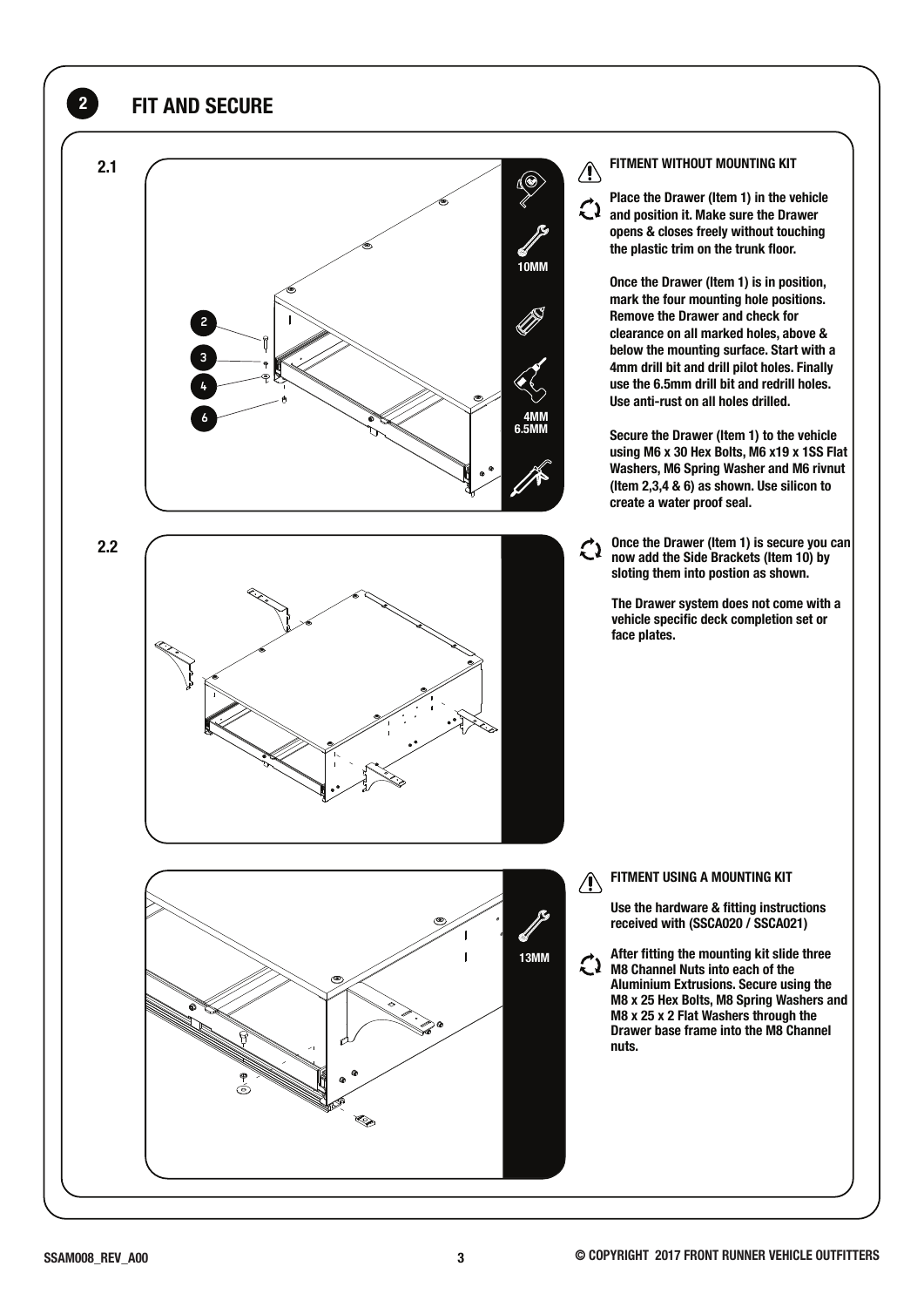## 2 FIT AND SECURE

### 2.1

2
3
4
6

10MM

4MM
6.5MM

**FITMENT WITHOUT MOUNTING KIT**

**Place the Drawer (Item 1) in the vehicle and position it. Make sure the Drawer opens & closes freely without touching the plastic trim on the trunk floor.**

**Once the Drawer (Item 1) is in position, mark the four mounting hole positions. Remove the Drawer and check for clearance on all marked holes, above & below the mounting surface. Start with a 4mm drill bit and drill pilot holes. Finally use the 6.5mm drill bit and redrill holes. Use anti-rust on all holes drilled.**

**Secure the Drawer (Item 1) to the vehicle using M6 x 30 Hex Bolts, M6 x19 x 1SS Flat Washers, M6 Spring Washer and M6 rivnut (Item 2,3,4 & 6) as shown. Use silicon to create a water proof seal.**

### 2.2

**Once the Drawer (Item 1) is secure you can now add the Side Brackets (Item 10) by sloting them into postion as shown.**

**The Drawer system does not come with a vehicle specific deck completion set or face plates.**

13MM

**FITMENT USING A MOUNTING KIT**

**Use the hardware & fitting instructions received with (SSCA020 / SSCA021)**

**After fitting the mounting kit slide three M8 Channel Nuts into each of the Aluminium Extrusions. Secure using the M8 x 25 Hex Bolts, M8 Spring Washers and M8 x 25 x 2 Flat Washers through the Drawer base frame into the M8 Channel nuts.**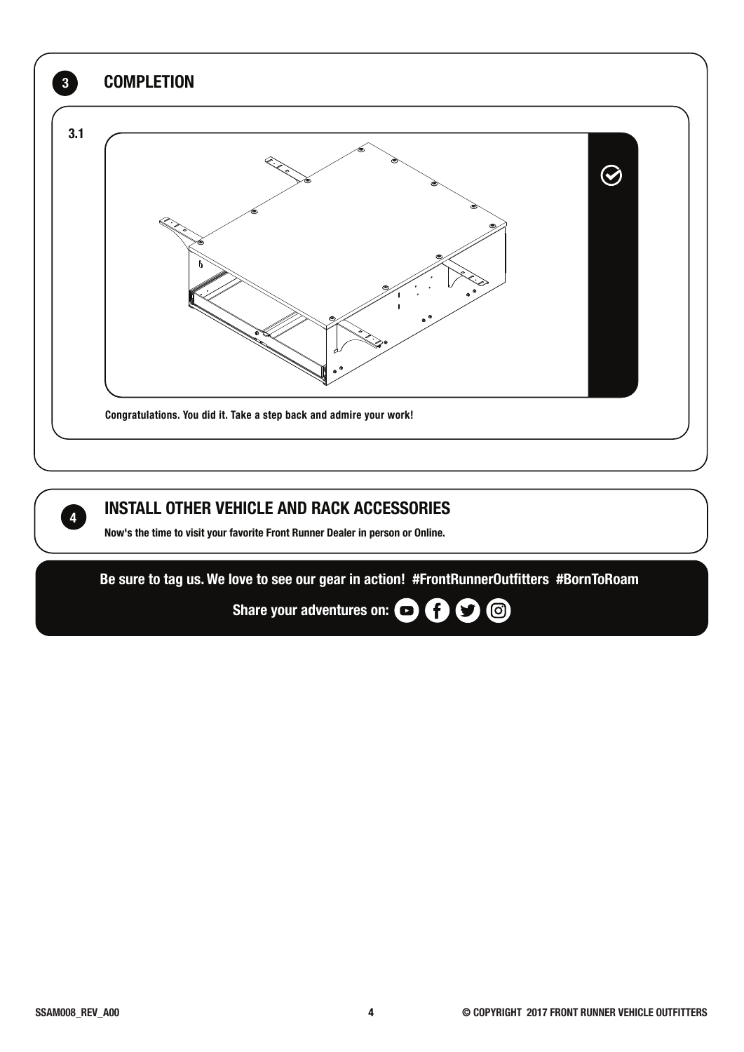## 3 COMPLETION

### 3.1

Congratulations. You did it. Take a step back and admire your work!

## 4 INSTALL OTHER VEHICLE AND RACK ACCESSORIES

Now's the time to visit your favorite Front Runner Dealer in person or Online.

**Be sure to tag us. We love to see our gear in action! #FrontRunnerOutfitters #BornToRoam**

**Share your adventures on:**

SSAM008_REV_A00

© COPYRIGHT 2017 FRONT RUNNER VEHICLE OUTFITTERS